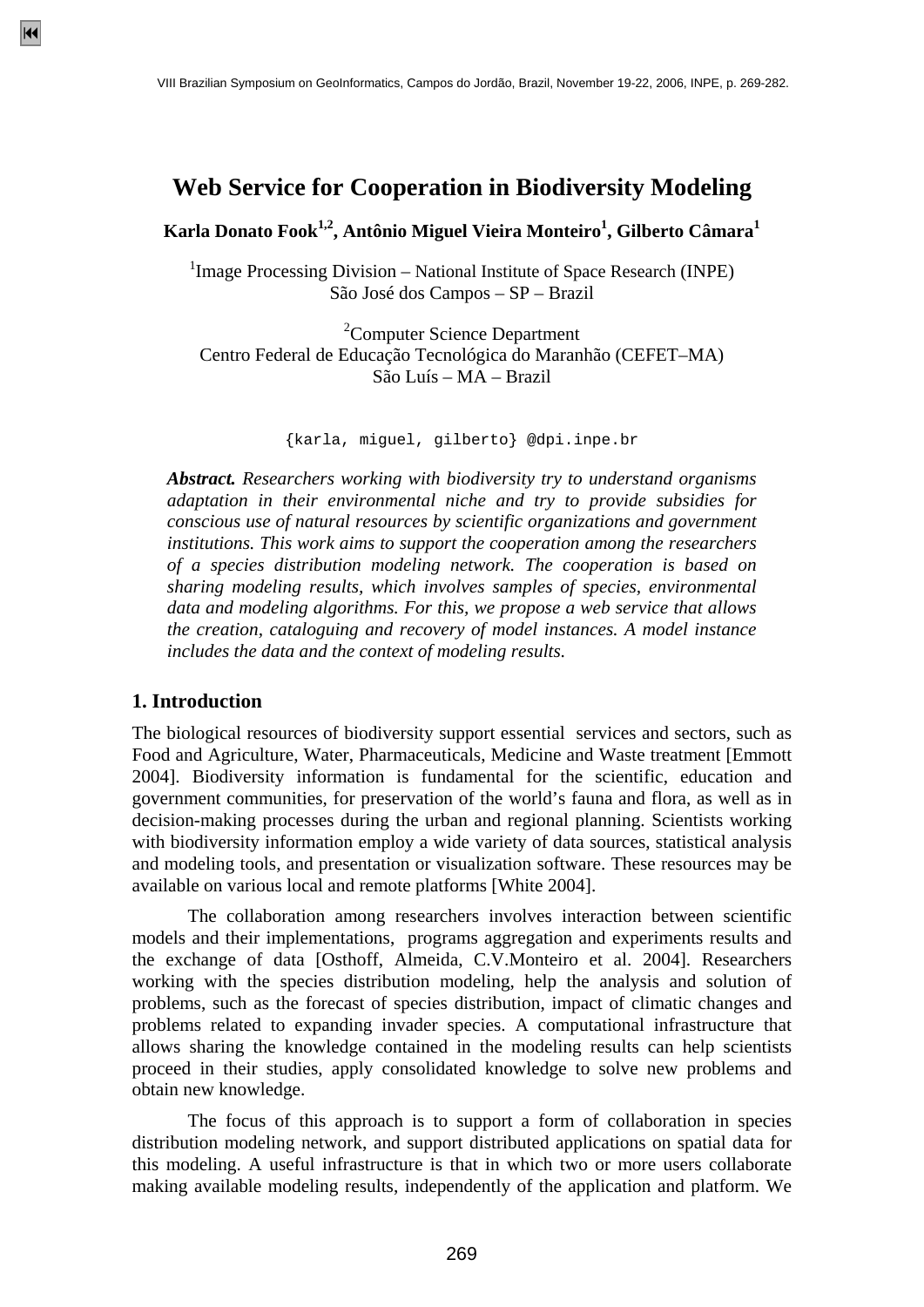# Web Service for Cooperation in Biodiversity Modeling

**Karla Donato Fook[1,2], Antônio Miguel Vieira Monteiro[1], Gilberto Câmara[1]**

[1]Image Processing Division – National Institute of Space Research (INPE)
São José dos Campos – SP – Brazil

[2]Computer Science Department
Centro Federal de Educação Tecnológica do Maranhão (CEFET–MA)
São Luís – MA – Brazil

{karla, miguel, gilberto} @dpi.inpe.br

***Abstract.*** *Researchers working with biodiversity try to understand organisms adaptation in their environmental niche and try to provide subsidies for conscious use of natural resources by scientific organizations and government institutions. This work aims to support the cooperation among the researchers of a species distribution modeling network. The cooperation is based on sharing modeling results, which involves samples of species, environmental data and modeling algorithms. For this, we propose a web service that allows the creation, cataloguing and recovery of model instances. A model instance includes the data and the context of modeling results.*

## 1. Introduction

The biological resources of biodiversity support essential services and sectors, such as Food and Agriculture, Water, Pharmaceuticals, Medicine and Waste treatment [Emmott 2004]. Biodiversity information is fundamental for the scientific, education and government communities, for preservation of the world's fauna and flora, as well as in decision-making processes during the urban and regional planning. Scientists working with biodiversity information employ a wide variety of data sources, statistical analysis and modeling tools, and presentation or visualization software. These resources may be available on various local and remote platforms [White 2004].

The collaboration among researchers involves interaction between scientific models and their implementations, programs aggregation and experiments results and the exchange of data [Osthoff, Almeida, C.V.Monteiro et al. 2004]. Researchers working with the species distribution modeling, help the analysis and solution of problems, such as the forecast of species distribution, impact of climatic changes and problems related to expanding invader species. A computational infrastructure that allows sharing the knowledge contained in the modeling results can help scientists proceed in their studies, apply consolidated knowledge to solve new problems and obtain new knowledge.

The focus of this approach is to support a form of collaboration in species distribution modeling network, and support distributed applications on spatial data for this modeling. A useful infrastructure is that in which two or more users collaborate making available modeling results, independently of the application and platform. We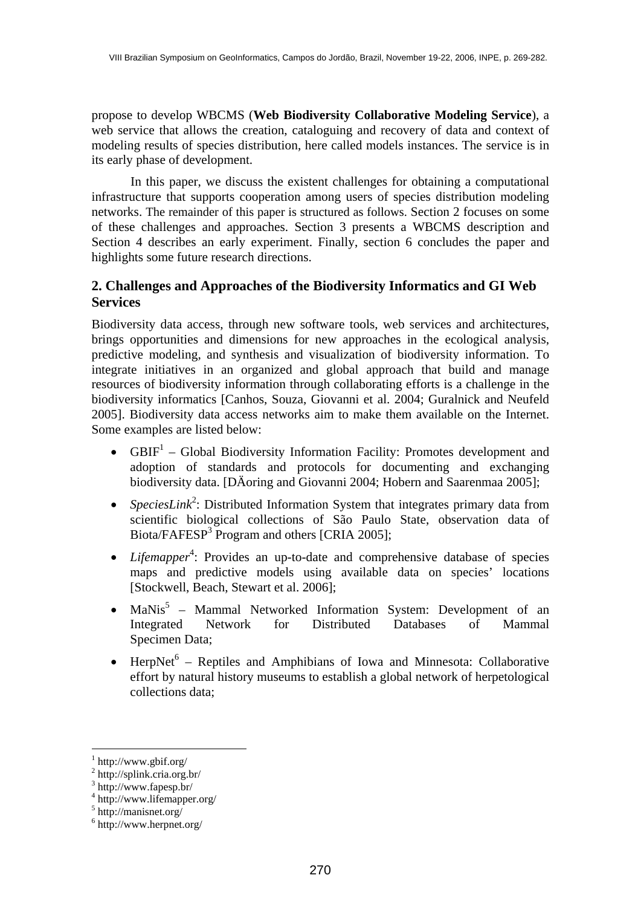propose to develop WBCMS (**Web Biodiversity Collaborative Modeling Service**), a web service that allows the creation, cataloguing and recovery of data and context of modeling results of species distribution, here called models instances. The service is in its early phase of development.

In this paper, we discuss the existent challenges for obtaining a computational infrastructure that supports cooperation among users of species distribution modeling networks. The remainder of this paper is structured as follows. Section 2 focuses on some of these challenges and approaches. Section 3 presents a WBCMS description and Section 4 describes an early experiment. Finally, section 6 concludes the paper and highlights some future research directions.

## 2. Challenges and Approaches of the Biodiversity Informatics and GI Web Services

Biodiversity data access, through new software tools, web services and architectures, brings opportunities and dimensions for new approaches in the ecological analysis, predictive modeling, and synthesis and visualization of biodiversity information. To integrate initiatives in an organized and global approach that build and manage resources of biodiversity information through collaborating efforts is a challenge in the biodiversity informatics [Canhos, Souza, Giovanni et al. 2004; Guralnick and Neufeld 2005]. Biodiversity data access networks aim to make them available on the Internet. Some examples are listed below:

- GBIF[1] – Global Biodiversity Information Facility: Promotes development and adoption of standards and protocols for documenting and exchanging biodiversity data. [DÄoring and Giovanni 2004; Hobern and Saarenmaa 2005];
- *SpeciesLink*[2]: Distributed Information System that integrates primary data from scientific biological collections of São Paulo State, observation data of Biota/FAFESP[3] Program and others [CRIA 2005];
- *Lifemapper*[4]: Provides an up-to-date and comprehensive database of species maps and predictive models using available data on species' locations [Stockwell, Beach, Stewart et al. 2006];
- MaNis[5] – Mammal Networked Information System: Development of an Integrated Network for Distributed Databases of Mammal Specimen Data;
- HerpNet[6] – Reptiles and Amphibians of Iowa and Minnesota: Collaborative effort by natural history museums to establish a global network of herpetological collections data;

[1] http://www.gbif.org/
[2] http://splink.cria.org.br/
[3] http://www.fapesp.br/
[4] http://www.lifemapper.org/
[5] http://manisnet.org/
[6] http://www.herpnet.org/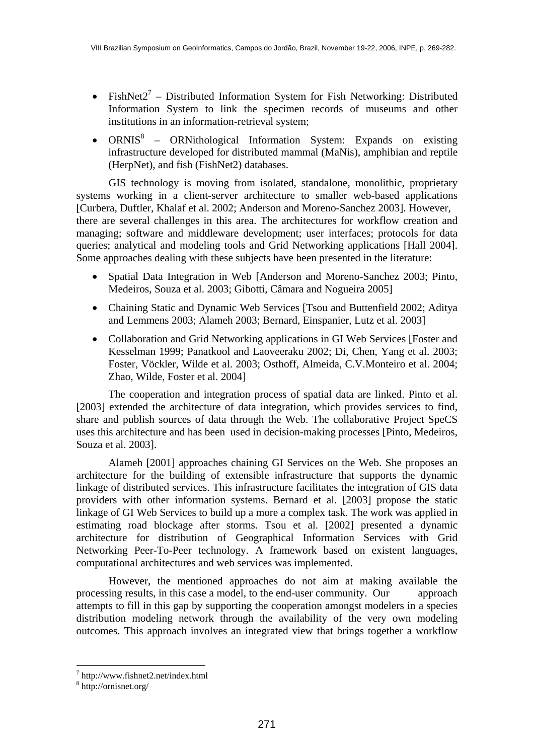- FishNet2[7] – Distributed Information System for Fish Networking: Distributed Information System to link the specimen records of museums and other institutions in an information-retrieval system;
- ORNIS[8] – ORNithological Information System: Expands on existing infrastructure developed for distributed mammal (MaNis), amphibian and reptile (HerpNet), and fish (FishNet2) databases.

GIS technology is moving from isolated, standalone, monolithic, proprietary systems working in a client-server architecture to smaller web-based applications [Curbera, Duftler, Khalaf et al. 2002; Anderson and Moreno-Sanchez 2003]. However, there are several challenges in this area. The architectures for workflow creation and managing; software and middleware development; user interfaces; protocols for data queries; analytical and modeling tools and Grid Networking applications [Hall 2004]. Some approaches dealing with these subjects have been presented in the literature:

- Spatial Data Integration in Web [Anderson and Moreno-Sanchez 2003; Pinto, Medeiros, Souza et al. 2003; Gibotti, Câmara and Nogueira 2005]
- Chaining Static and Dynamic Web Services [Tsou and Buttenfield 2002; Aditya and Lemmens 2003; Alameh 2003; Bernard, Einspanier, Lutz et al. 2003]
- Collaboration and Grid Networking applications in GI Web Services [Foster and Kesselman 1999; Panatkool and Laoveeraku 2002; Di, Chen, Yang et al. 2003; Foster, Vöckler, Wilde et al. 2003; Osthoff, Almeida, C.V.Monteiro et al. 2004; Zhao, Wilde, Foster et al. 2004]

The cooperation and integration process of spatial data are linked. Pinto et al. [2003] extended the architecture of data integration, which provides services to find, share and publish sources of data through the Web. The collaborative Project SpeCS uses this architecture and has been used in decision-making processes [Pinto, Medeiros, Souza et al. 2003].

Alameh [2001] approaches chaining GI Services on the Web. She proposes an architecture for the building of extensible infrastructure that supports the dynamic linkage of distributed services. This infrastructure facilitates the integration of GIS data providers with other information systems. Bernard et al. [2003] propose the static linkage of GI Web Services to build up a more a complex task. The work was applied in estimating road blockage after storms. Tsou et al. [2002] presented a dynamic architecture for distribution of Geographical Information Services with Grid Networking Peer-To-Peer technology. A framework based on existent languages, computational architectures and web services was implemented.

However, the mentioned approaches do not aim at making available the processing results, in this case a model, to the end-user community. Our approach attempts to fill in this gap by supporting the cooperation amongst modelers in a species distribution modeling network through the availability of the very own modeling outcomes. This approach involves an integrated view that brings together a workflow

[7] http://www.fishnet2.net/index.html

[8] http://ornisnet.org/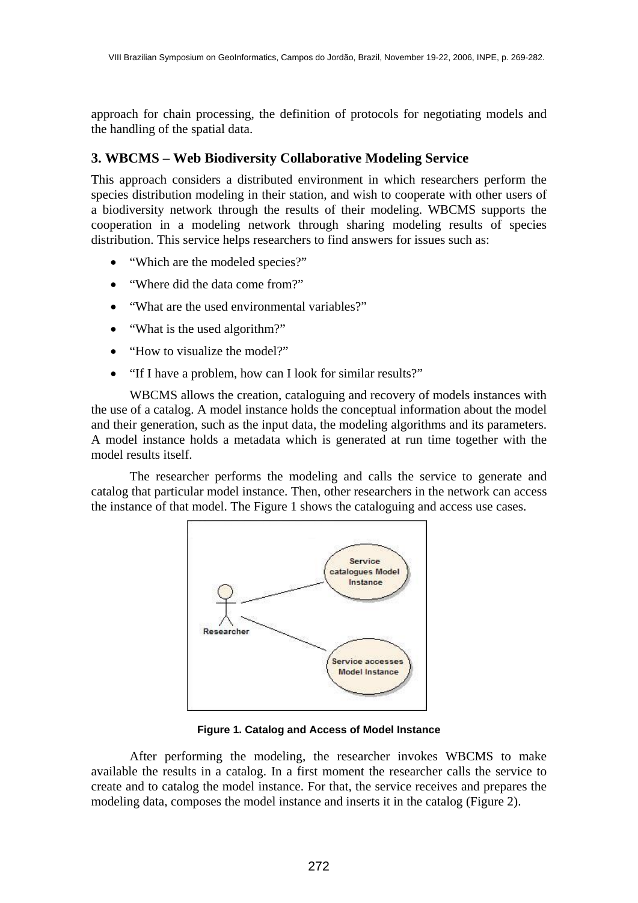approach for chain processing, the definition of protocols for negotiating models and the handling of the spatial data.

## 3. WBCMS – Web Biodiversity Collaborative Modeling Service

This approach considers a distributed environment in which researchers perform the species distribution modeling in their station, and wish to cooperate with other users of a biodiversity network through the results of their modeling. WBCMS supports the cooperation in a modeling network through sharing modeling results of species distribution. This service helps researchers to find answers for issues such as:

- “Which are the modeled species?”
- “Where did the data come from?”
- “What are the used environmental variables?”
- “What is the used algorithm?”
- “How to visualize the model?”
- “If I have a problem, how can I look for similar results?”

WBCMS allows the creation, cataloguing and recovery of models instances with the use of a catalog. A model instance holds the conceptual information about the model and their generation, such as the input data, the modeling algorithms and its parameters. A model instance holds a metadata which is generated at run time together with the model results itself.

The researcher performs the modeling and calls the service to generate and catalog that particular model instance. Then, other researchers in the network can access the instance of that model. The Figure 1 shows the cataloguing and access use cases.

**Figure 1. Catalog and Access of Model Instance**

After performing the modeling, the researcher invokes WBCMS to make available the results in a catalog. In a first moment the researcher calls the service to create and to catalog the model instance. For that, the service receives and prepares the modeling data, composes the model instance and inserts it in the catalog (Figure 2).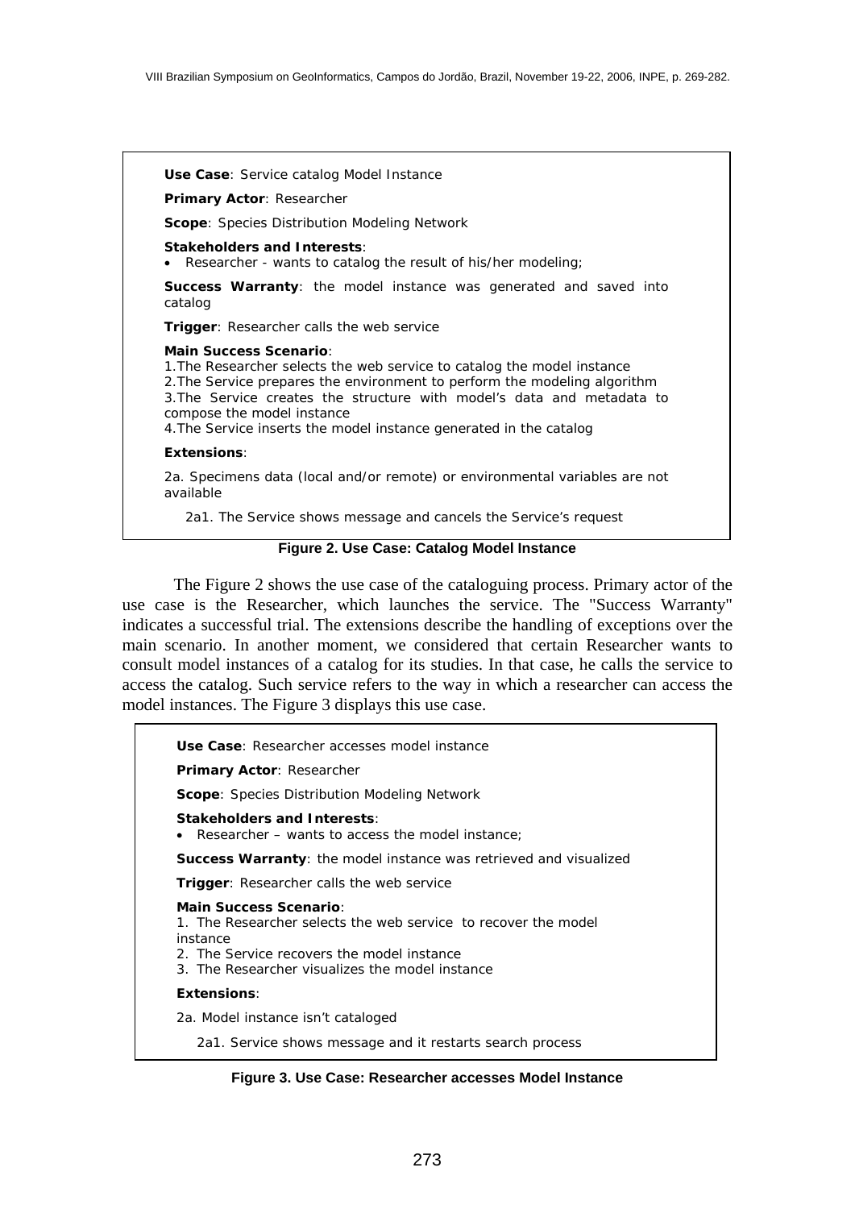**Use Case**: Service catalog Model Instance

**Primary Actor**: Researcher

**Scope**: Species Distribution Modeling Network

**Stakeholders and Interests**:

- Researcher - wants to catalog the result of his/her modeling;

**Success Warranty**: the model instance was generated and saved into catalog

**Trigger**: Researcher calls the web service

**Main Success Scenario**:

1. The Researcher selects the web service to catalog the model instance
2. The Service prepares the environment to perform the modeling algorithm
3. The Service creates the structure with model's data and metadata to compose the model instance
4. The Service inserts the model instance generated in the catalog

**Extensions**:

2a. Specimens data (local and/or remote) or environmental variables are not available

2a1. The Service shows message and cancels the Service's request

**Figure 2. Use Case: Catalog Model Instance**

The Figure 2 shows the use case of the cataloguing process. Primary actor of the use case is the Researcher, which launches the service. The "Success Warranty" indicates a successful trial. The extensions describe the handling of exceptions over the main scenario. In another moment, we considered that certain Researcher wants to consult model instances of a catalog for its studies. In that case, he calls the service to access the catalog. Such service refers to the way in which a researcher can access the model instances. The Figure 3 displays this use case.

**Use Case**: Researcher accesses model instance

**Primary Actor**: Researcher

**Scope**: Species Distribution Modeling Network

**Stakeholders and Interests**:

- Researcher – wants to access the model instance;

**Success Warranty**: the model instance was retrieved and visualized

**Trigger**: Researcher calls the web service

**Main Success Scenario**:

1. The Researcher selects the web service to recover the model instance
2. The Service recovers the model instance
3. The Researcher visualizes the model instance

**Extensions**:

2a. Model instance isn't cataloged

2a1. Service shows message and it restarts search process

**Figure 3. Use Case: Researcher accesses Model Instance**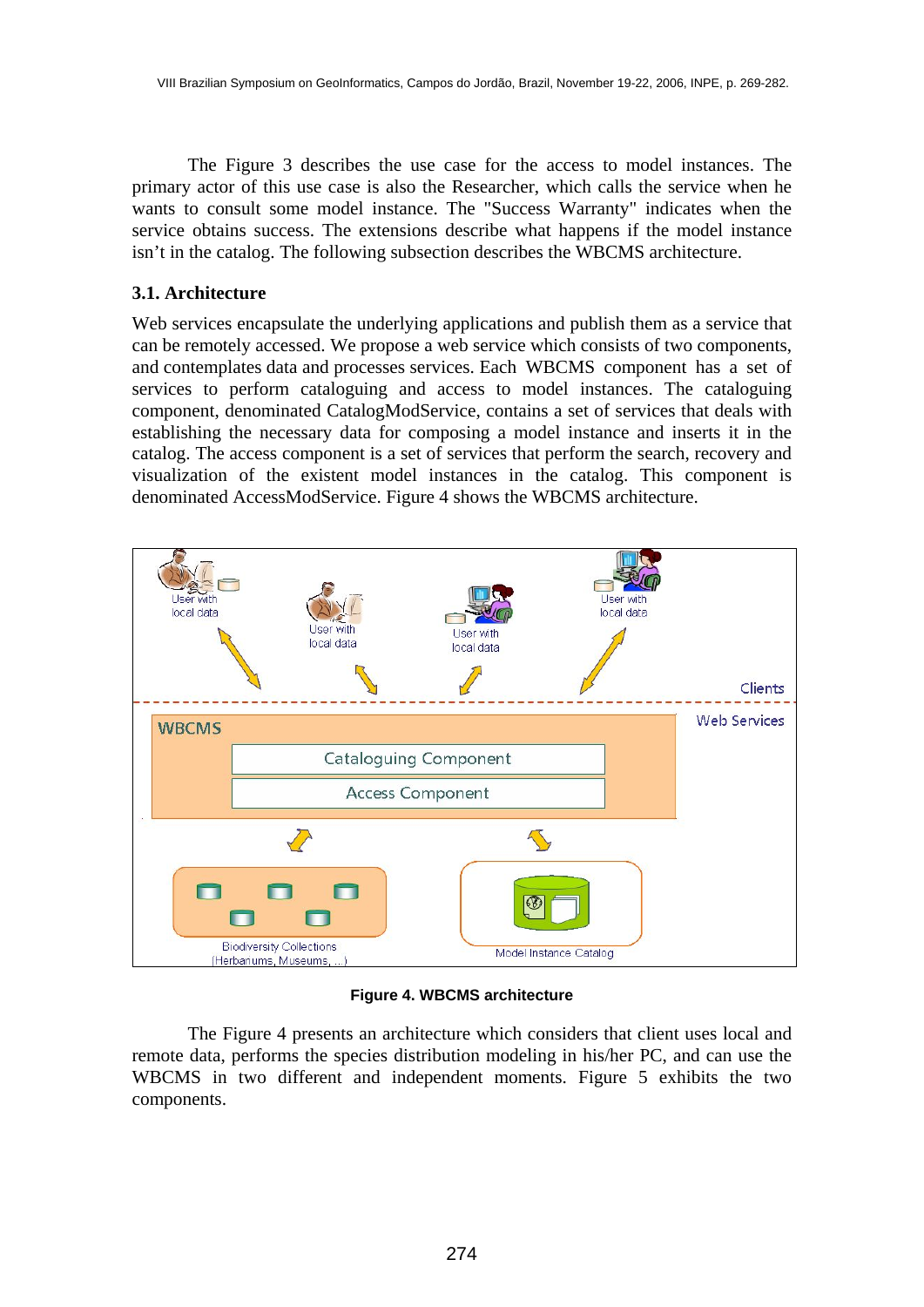The Figure 3 describes the use case for the access to model instances. The primary actor of this use case is also the Researcher, which calls the service when he wants to consult some model instance. The "Success Warranty" indicates when the service obtains success. The extensions describe what happens if the model instance isn't in the catalog. The following subsection describes the WBCMS architecture.

### 3.1. Architecture

Web services encapsulate the underlying applications and publish them as a service that can be remotely accessed. We propose a web service which consists of two components, and contemplates data and processes services. Each WBCMS component has a set of services to perform cataloguing and access to model instances. The cataloguing component, denominated CatalogModService, contains a set of services that deals with establishing the necessary data for composing a model instance and inserts it in the catalog. The access component is a set of services that perform the search, recovery and visualization of the existent model instances in the catalog. This component is denominated AccessModService. Figure 4 shows the WBCMS architecture.

**Figure 4. WBCMS architecture**

The Figure 4 presents an architecture which considers that client uses local and remote data, performs the species distribution modeling in his/her PC, and can use the WBCMS in two different and independent moments. Figure 5 exhibits the two components.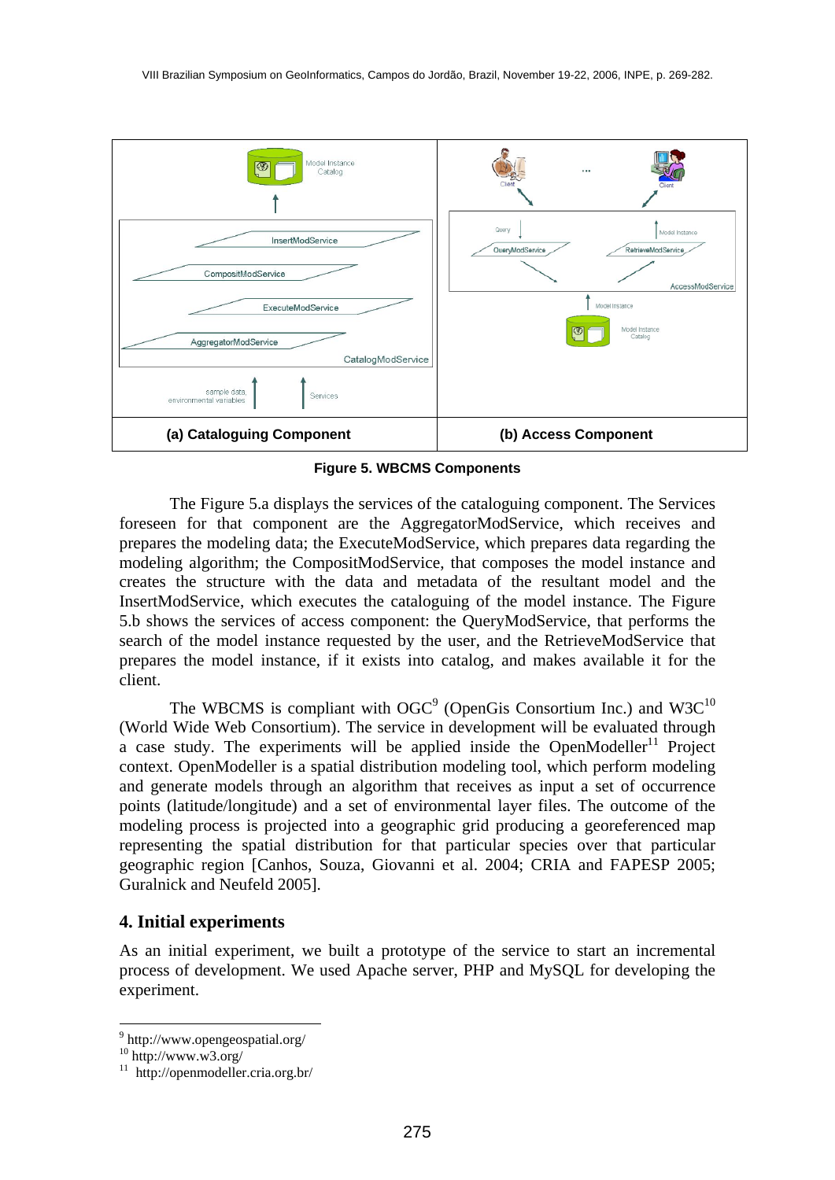**Figure 5. WBCMS Components**

The Figure 5.a displays the services of the cataloguing component. The Services foreseen for that component are the AggregatorModService, which receives and prepares the modeling data; the ExecuteModService, which prepares data regarding the modeling algorithm; the CompositModService, that composes the model instance and creates the structure with the data and metadata of the resultant model and the InsertModService, which executes the cataloguing of the model instance. The Figure 5.b shows the services of access component: the QueryModService, that performs the search of the model instance requested by the user, and the RetrieveModService that prepares the model instance, if it exists into catalog, and makes available it for the client.

The WBCMS is compliant with OGC[9] (OpenGis Consortium Inc.) and W3C[10] (World Wide Web Consortium). The service in development will be evaluated through a case study. The experiments will be applied inside the OpenModeller[11] Project context. OpenModeller is a spatial distribution modeling tool, which perform modeling and generate models through an algorithm that receives as input a set of occurrence points (latitude/longitude) and a set of environmental layer files. The outcome of the modeling process is projected into a geographic grid producing a georeferenced map representing the spatial distribution for that particular species over that particular geographic region [Canhos, Souza, Giovanni et al. 2004; CRIA and FAPESP 2005; Guralnick and Neufeld 2005].

## 4. Initial experiments

As an initial experiment, we built a prototype of the service to start an incremental process of development. We used Apache server, PHP and MySQL for developing the experiment.

---

[9] http://www.opengeospatial.org/

[10] http://www.w3.org/

[11] http://openmodeller.cria.org.br/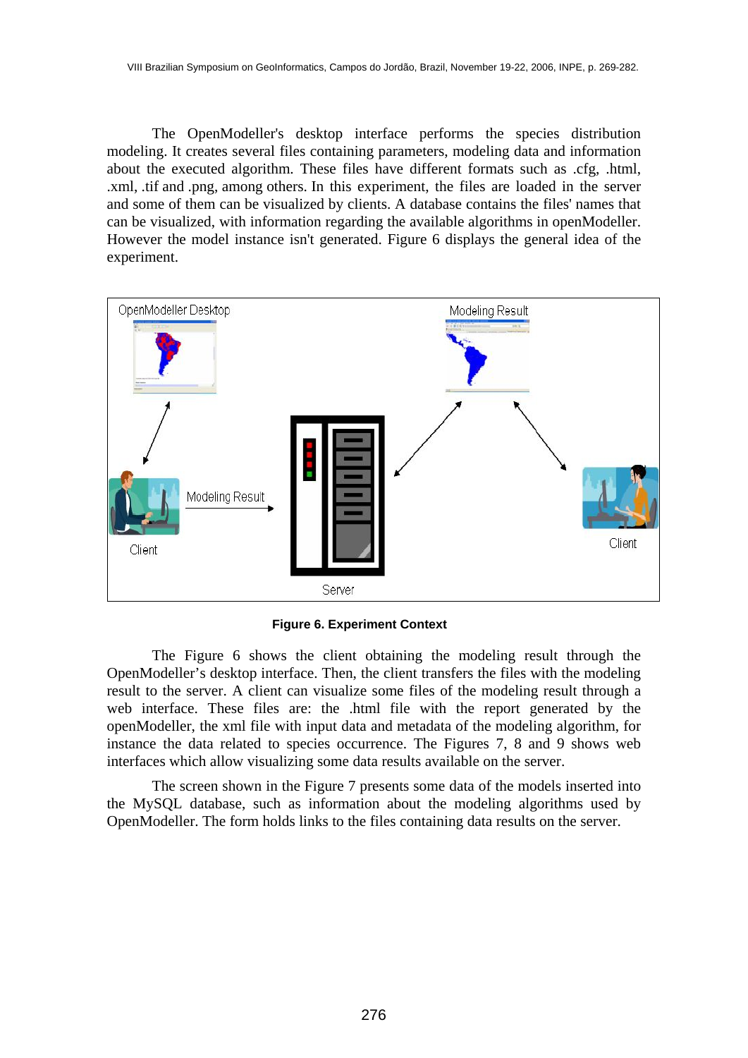The OpenModeller's desktop interface performs the species distribution modeling. It creates several files containing parameters, modeling data and information about the executed algorithm. These files have different formats such as .cfg, .html, .xml, .tif and .png, among others. In this experiment, the files are loaded in the server and some of them can be visualized by clients. A database contains the files' names that can be visualized, with information regarding the available algorithms in openModeller. However the model instance isn't generated. Figure 6 displays the general idea of the experiment.

**Figure 6. Experiment Context**

The Figure 6 shows the client obtaining the modeling result through the OpenModeller's desktop interface. Then, the client transfers the files with the modeling result to the server. A client can visualize some files of the modeling result through a web interface. These files are: the .html file with the report generated by the openModeller, the xml file with input data and metadata of the modeling algorithm, for instance the data related to species occurrence. The Figures 7, 8 and 9 shows web interfaces which allow visualizing some data results available on the server.

The screen shown in the Figure 7 presents some data of the models inserted into the MySQL database, such as information about the modeling algorithms used by OpenModeller. The form holds links to the files containing data results on the server.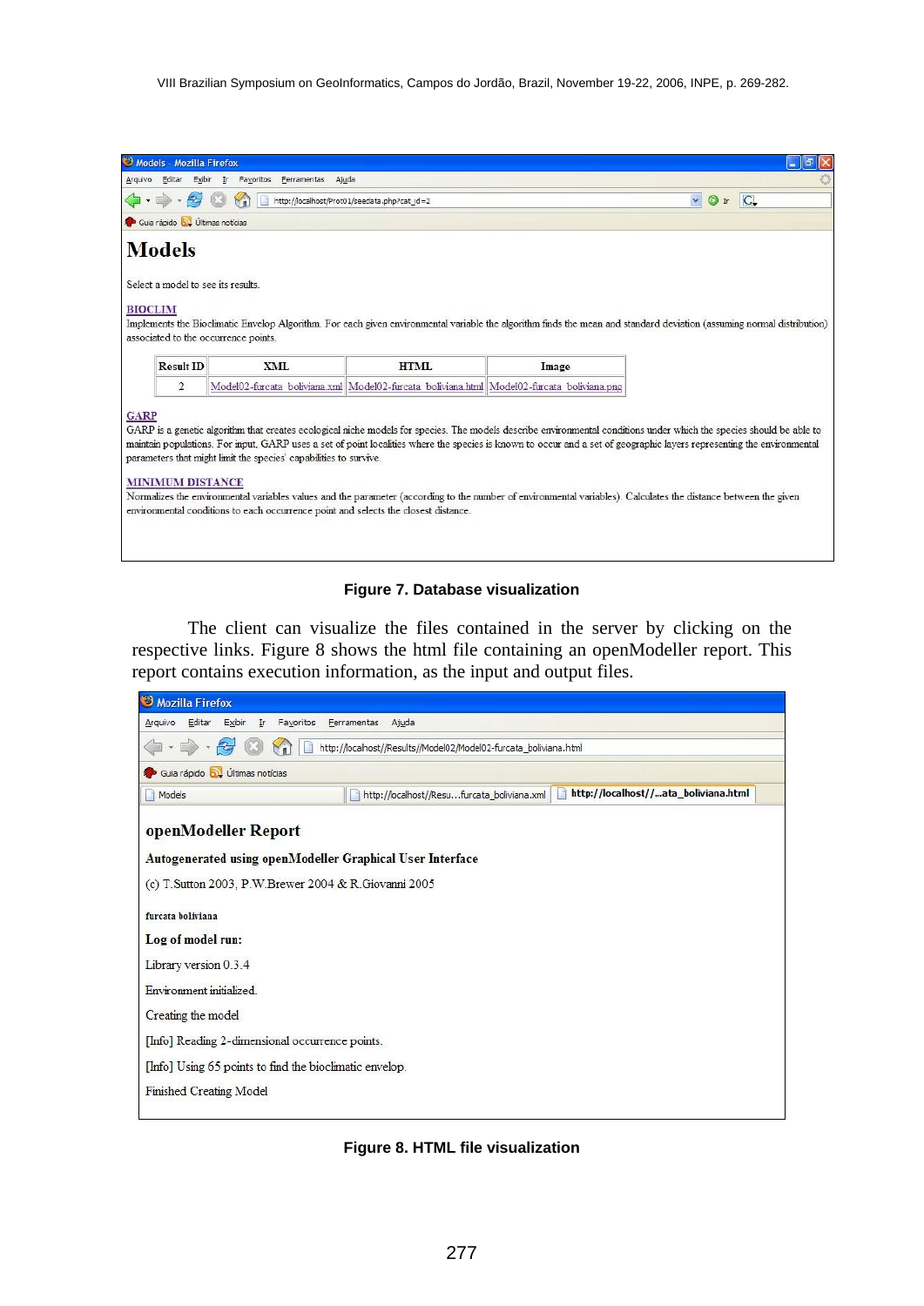**Figure 7. Database visualization**

The client can visualize the files contained in the server by clicking on the respective links. Figure 8 shows the html file containing an openModeller report. This report contains execution information, as the input and output files.

**Figure 8. HTML file visualization**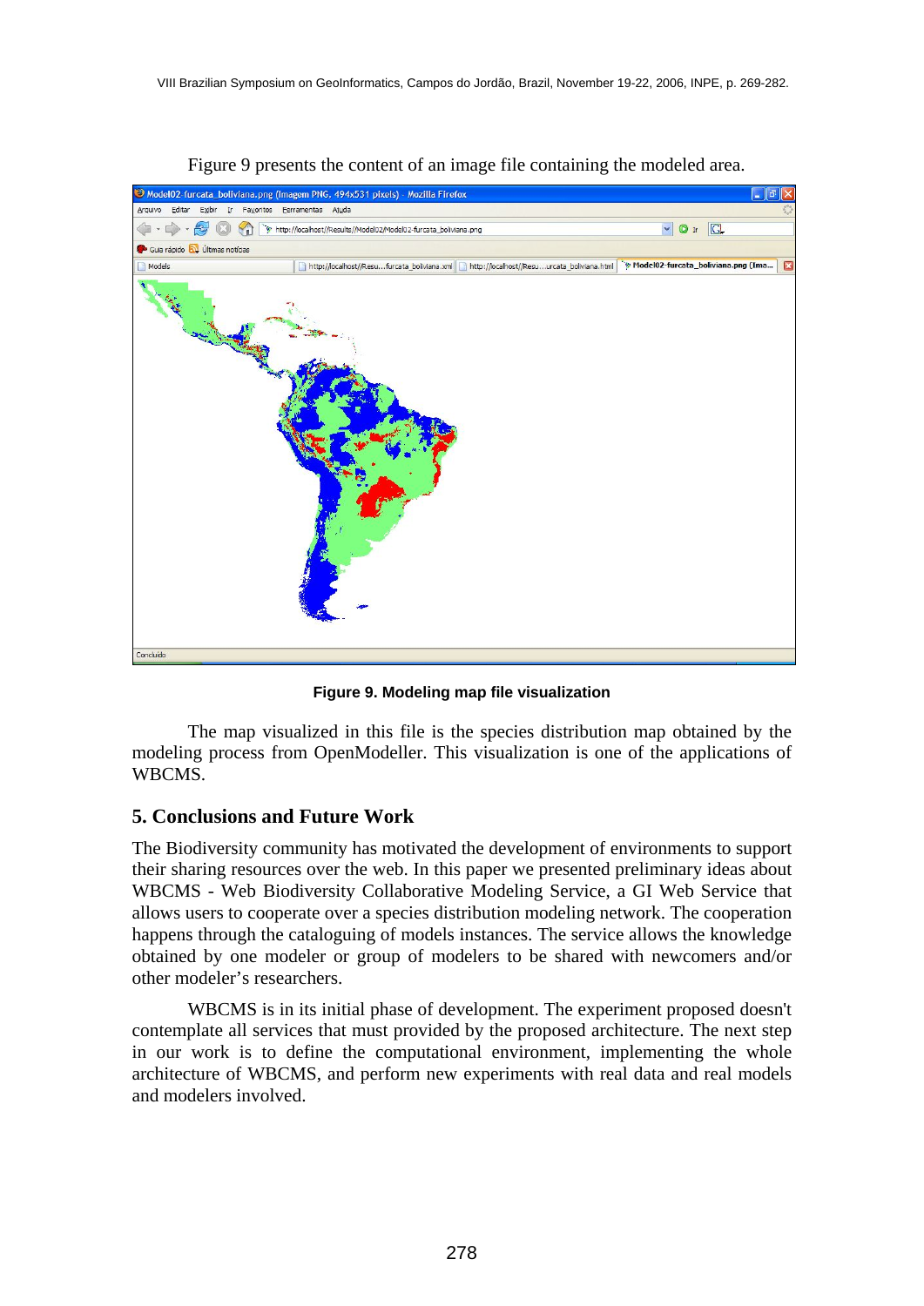Figure 9 presents the content of an image file containing the modeled area.

**Figure 9. Modeling map file visualization**

The map visualized in this file is the species distribution map obtained by the modeling process from OpenModeller. This visualization is one of the applications of WBCMS.

## 5. Conclusions and Future Work

The Biodiversity community has motivated the development of environments to support their sharing resources over the web. In this paper we presented preliminary ideas about WBCMS - Web Biodiversity Collaborative Modeling Service, a GI Web Service that allows users to cooperate over a species distribution modeling network. The cooperation happens through the cataloguing of models instances. The service allows the knowledge obtained by one modeler or group of modelers to be shared with newcomers and/or other modeler's researchers.

WBCMS is in its initial phase of development. The experiment proposed doesn't contemplate all services that must provided by the proposed architecture. The next step in our work is to define the computational environment, implementing the whole architecture of WBCMS, and perform new experiments with real data and real models and modelers involved.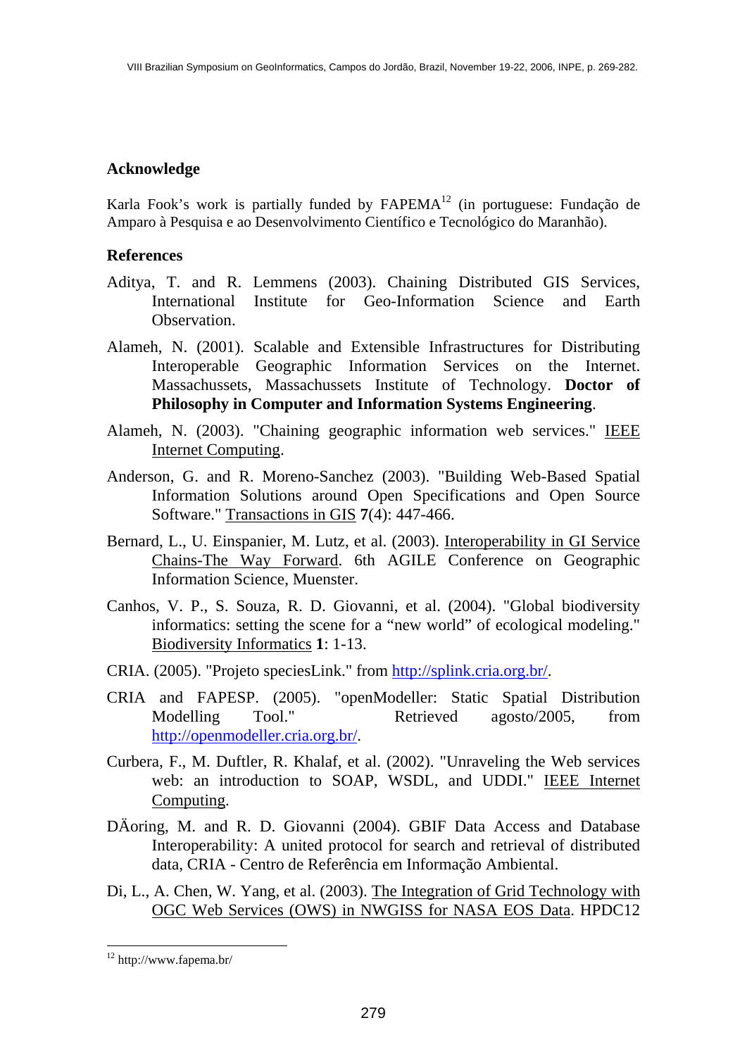## Acknowledge

Karla Fook's work is partially funded by FAPEMA[12] (in portuguese: Fundação de Amparo à Pesquisa e ao Desenvolvimento Científico e Tecnológico do Maranhão).

## References

Aditya, T. and R. Lemmens (2003). Chaining Distributed GIS Services, International Institute for Geo-Information Science and Earth Observation.

Alameh, N. (2001). Scalable and Extensible Infrastructures for Distributing Interoperable Geographic Information Services on the Internet. Massachussets, Massachussets Institute of Technology. **Doctor of Philosophy in Computer and Information Systems Engineering**.

Alameh, N. (2003). "Chaining geographic information web services." IEEE Internet Computing.

Anderson, G. and R. Moreno-Sanchez (2003). "Building Web-Based Spatial Information Solutions around Open Specifications and Open Source Software." Transactions in GIS **7**(4): 447-466.

Bernard, L., U. Einspanier, M. Lutz, et al. (2003). Interoperability in GI Service Chains-The Way Forward. 6th AGILE Conference on Geographic Information Science, Muenster.

Canhos, V. P., S. Souza, R. D. Giovanni, et al. (2004). "Global biodiversity informatics: setting the scene for a "new world" of ecological modeling." Biodiversity Informatics **1**: 1-13.

CRIA. (2005). "Projeto speciesLink." from http://splink.cria.org.br/.

CRIA and FAPESP. (2005). "openModeller: Static Spatial Distribution Modelling Tool." Retrieved agosto/2005, from http://openmodeller.cria.org.br/.

Curbera, F., M. Duftler, R. Khalaf, et al. (2002). "Unraveling the Web services web: an introduction to SOAP, WSDL, and UDDI." IEEE Internet Computing.

DÄoring, M. and R. D. Giovanni (2004). GBIF Data Access and Database Interoperability: A united protocol for search and retrieval of distributed data, CRIA - Centro de Referência em Informação Ambiental.

Di, L., A. Chen, W. Yang, et al. (2003). The Integration of Grid Technology with OGC Web Services (OWS) in NWGISS for NASA EOS Data. HPDC12

---

[12] http://www.fapema.br/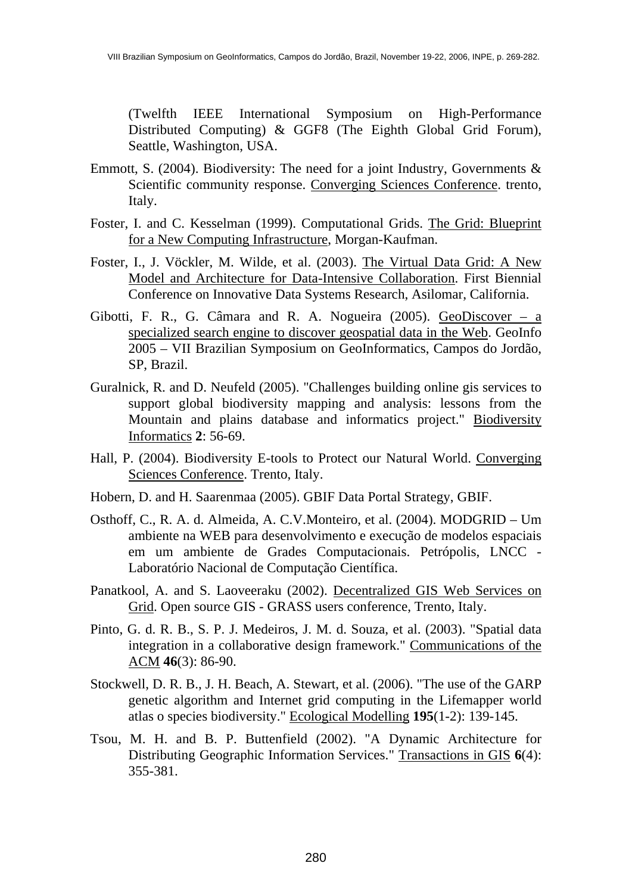(Twelfth IEEE International Symposium on High-Performance Distributed Computing) & GGF8 (The Eighth Global Grid Forum), Seattle, Washington, USA.

Emmott, S. (2004). Biodiversity: The need for a joint Industry, Governments & Scientific community response. Converging Sciences Conference. trento, Italy.

Foster, I. and C. Kesselman (1999). Computational Grids. The Grid: Blueprint for a New Computing Infrastructure, Morgan-Kaufman.

Foster, I., J. Vöckler, M. Wilde, et al. (2003). The Virtual Data Grid: A New Model and Architecture for Data-Intensive Collaboration. First Biennial Conference on Innovative Data Systems Research, Asilomar, California.

Gibotti, F. R., G. Câmara and R. A. Nogueira (2005). GeoDiscover – a specialized search engine to discover geospatial data in the Web. GeoInfo 2005 – VII Brazilian Symposium on GeoInformatics, Campos do Jordão, SP, Brazil.

Guralnick, R. and D. Neufeld (2005). "Challenges building online gis services to support global biodiversity mapping and analysis: lessons from the Mountain and plains database and informatics project." Biodiversity Informatics **2**: 56-69.

Hall, P. (2004). Biodiversity E-tools to Protect our Natural World. Converging Sciences Conference. Trento, Italy.

Hobern, D. and H. Saarenmaa (2005). GBIF Data Portal Strategy, GBIF.

Osthoff, C., R. A. d. Almeida, A. C.V.Monteiro, et al. (2004). MODGRID – Um ambiente na WEB para desenvolvimento e execução de modelos espaciais em um ambiente de Grades Computacionais. Petrópolis, LNCC - Laboratório Nacional de Computação Científica.

Panatkool, A. and S. Laoveeraku (2002). Decentralized GIS Web Services on Grid. Open source GIS - GRASS users conference, Trento, Italy.

Pinto, G. d. R. B., S. P. J. Medeiros, J. M. d. Souza, et al. (2003). "Spatial data integration in a collaborative design framework." Communications of the ACM **46**(3): 86-90.

Stockwell, D. R. B., J. H. Beach, A. Stewart, et al. (2006). "The use of the GARP genetic algorithm and Internet grid computing in the Lifemapper world atlas o species biodiversity." Ecological Modelling **195**(1-2): 139-145.

Tsou, M. H. and B. P. Buttenfield (2002). "A Dynamic Architecture for Distributing Geographic Information Services." Transactions in GIS **6**(4): 355-381.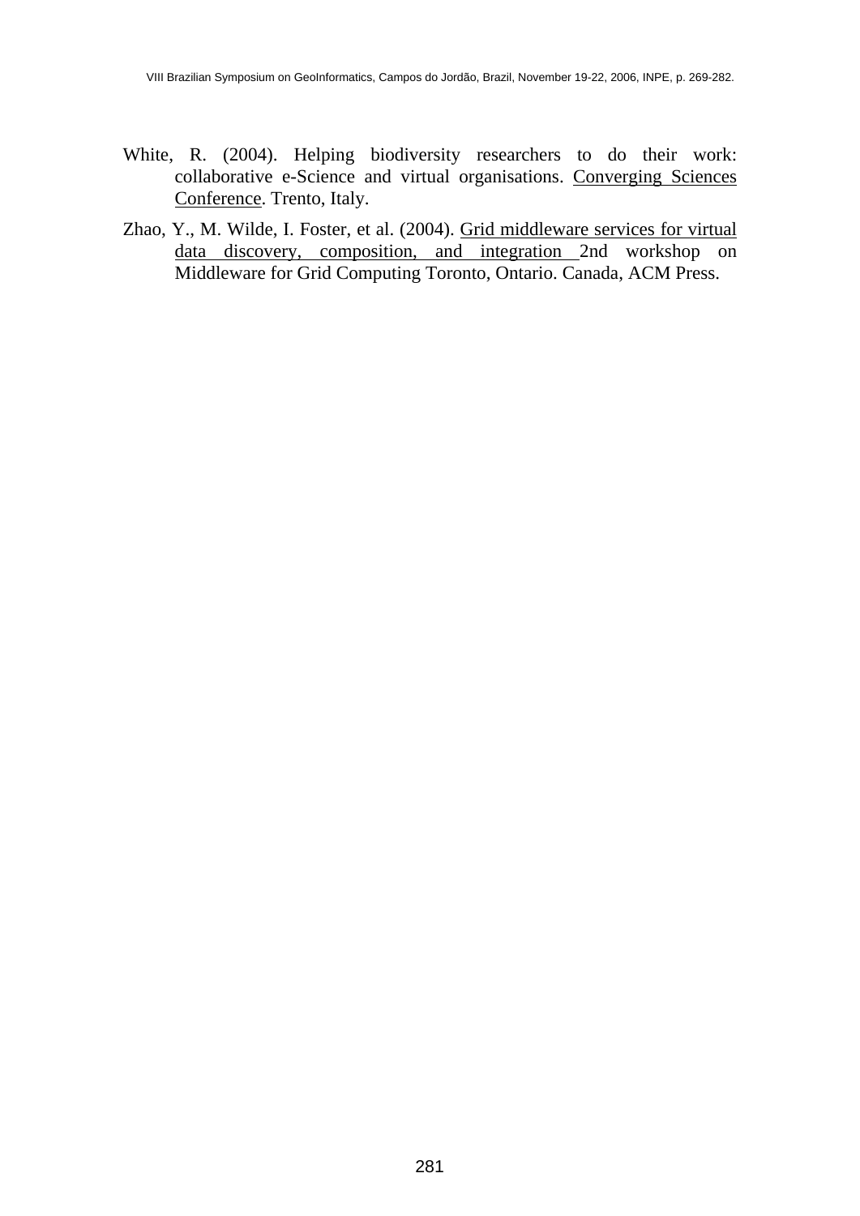White, R. (2004). Helping biodiversity researchers to do their work: collaborative e-Science and virtual organisations. Converging Sciences Conference. Trento, Italy.

Zhao, Y., M. Wilde, I. Foster, et al. (2004). Grid middleware services for virtual data discovery, composition, and integration 2nd workshop on Middleware for Grid Computing Toronto, Ontario. Canada, ACM Press.